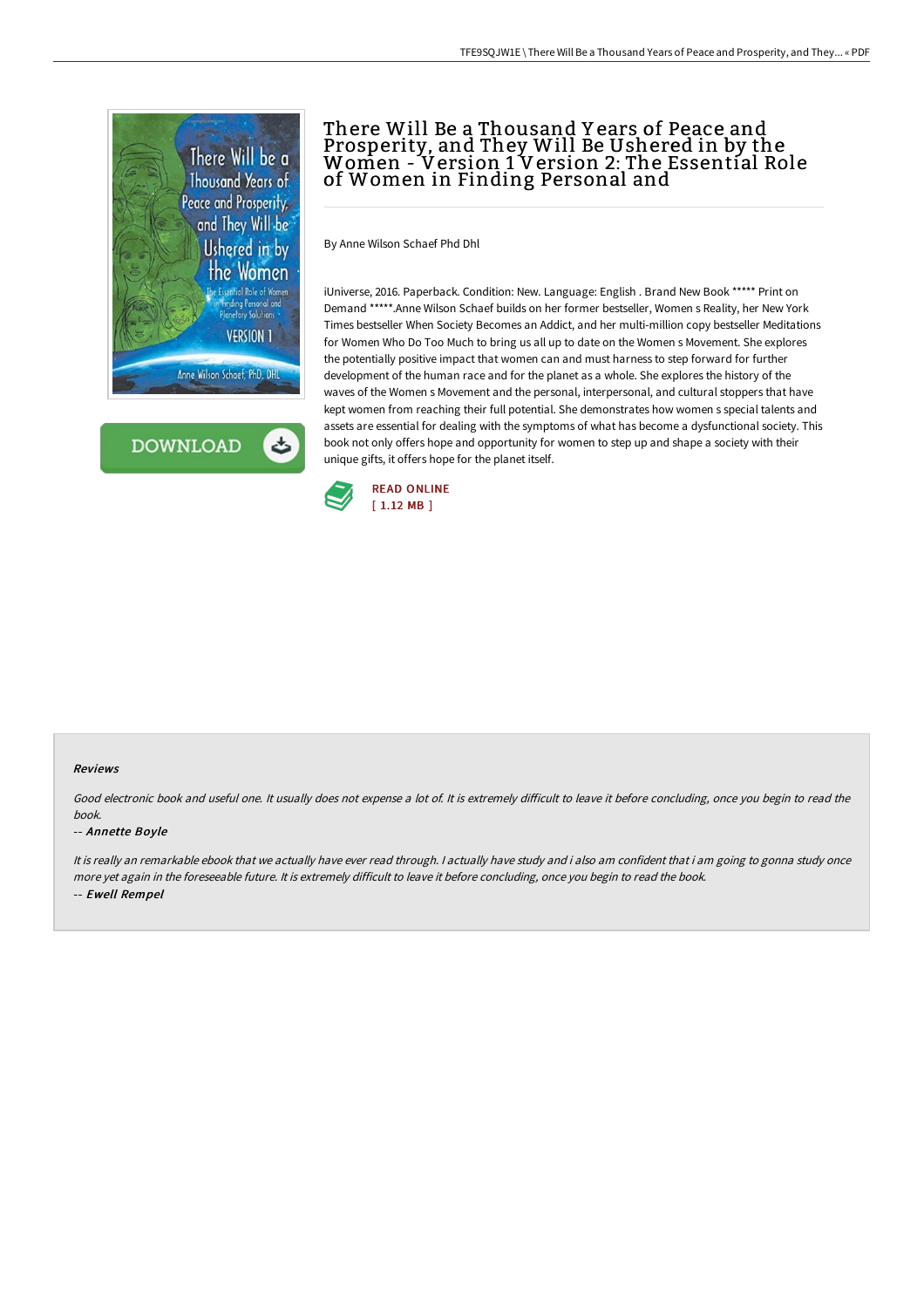# There Will Be a Thousand Years of Peace and Prosperity, and They Will Be Ushered in by the Women - Version 1 Version 2: The Essential Role of Women in Finding Personal and

By Anne Wilson Schaef Phd Dhl

iUniverse, 2016. Paperback. Condition: New. Language: English . Brand New Book ***** Print on Demand *****.Anne Wilson Schaef builds on her former bestseller, Women s Reality, her New York Times bestseller When Society Becomes an Addict, and her multi-million copy bestseller Meditations for Women Who Do Too Much to bring us all up to date on the Women s Movement. She explores the potentially positive impact that women can and must harness to step forward for further development of the human race and for the planet as a whole. She explores the history of the waves of the Women s Movement and the personal, interpersonal, and cultural stoppers that have kept women from reaching their full potential. She demonstrates how women s special talents and assets are essential for dealing with the symptoms of what has become a dysfunctional society. This book not only offers hope and opportunity for women to step up and shape a society with their unique gifts, it offers hope for the planet itself.

READ ONLINE
[ 1.12 MB ]

### Reviews

*Good electronic book and useful one. It usually does not expense a lot of. It is extremely difficult to leave it before concluding, once you begin to read the book.*

-- ***Annette Boyle***

*It is really an remarkable ebook that we actually have ever read through. I actually have study and i also am confident that i am going to gonna study once more yet again in the foreseeable future. It is extremely difficult to leave it before concluding, once you begin to read the book.*

-- ***Ewell Rempel***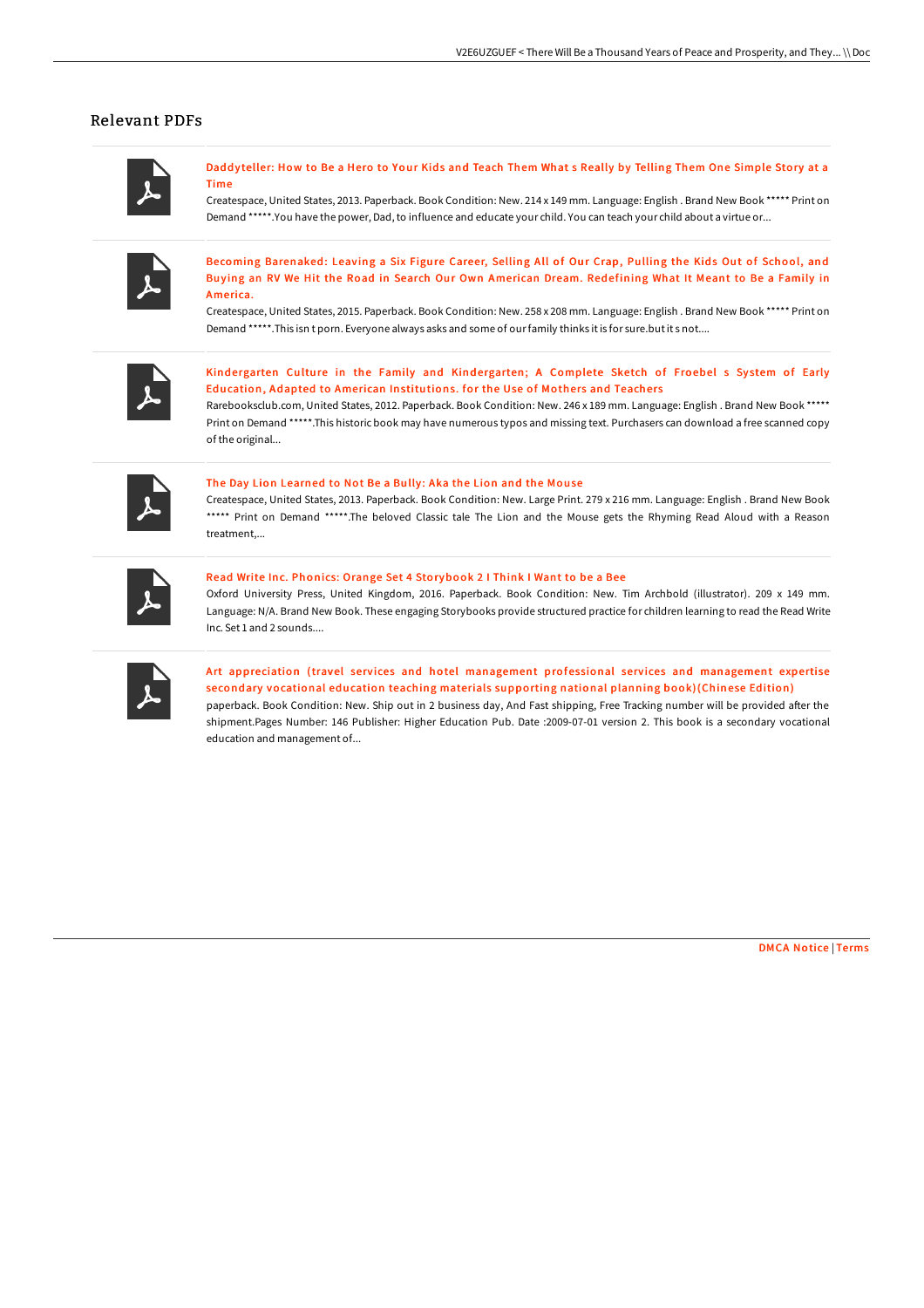## Relevant PDFs

**Daddyteller: How to Be a Hero to Your Kids and Teach Them What s Really by Telling Them One Simple Story at a Time**

Createspace, United States, 2013. Paperback. Book Condition: New. 214 x 149 mm. Language: English . Brand New Book ***** Print on Demand *****.You have the power, Dad, to influence and educate your child. You can teach your child about a virtue or...

**Becoming Barenaked: Leaving a Six Figure Career, Selling All of Our Crap, Pulling the Kids Out of School, and Buying an RV We Hit the Road in Search Our Own American Dream. Redefining What It Meant to Be a Family in America.**

Createspace, United States, 2015. Paperback. Book Condition: New. 258 x 208 mm. Language: English . Brand New Book ***** Print on Demand *****.This isn t porn. Everyone always asks and some of our family thinks it is for sure.but it s not....

**Kindergarten Culture in the Family and Kindergarten; A Complete Sketch of Froebel s System of Early Education, Adapted to American Institutions. for the Use of Mothers and Teachers**

Rarebooksclub.com, United States, 2012. Paperback. Book Condition: New. 246 x 189 mm. Language: English . Brand New Book ***** Print on Demand *****.This historic book may have numerous typos and missing text. Purchasers can download a free scanned copy of the original...

**The Day Lion Learned to Not Be a Bully: Aka the Lion and the Mouse**

Createspace, United States, 2013. Paperback. Book Condition: New. Large Print. 279 x 216 mm. Language: English . Brand New Book ***** Print on Demand *****.The beloved Classic tale The Lion and the Mouse gets the Rhyming Read Aloud with a Reason treatment,...

**Read Write Inc. Phonics: Orange Set 4 Storybook 2 I Think I Want to be a Bee**

Oxford University Press, United Kingdom, 2016. Paperback. Book Condition: New. Tim Archbold (illustrator). 209 x 149 mm. Language: N/A. Brand New Book. These engaging Storybooks provide structured practice for children learning to read the Read Write Inc. Set 1 and 2 sounds....

**Art appreciation (travel services and hotel management professional services and management expertise secondary vocational education teaching materials supporting national planning book)(Chinese Edition)**

paperback. Book Condition: New. Ship out in 2 business day, And Fast shipping, Free Tracking number will be provided after the shipment.Pages Number: 146 Publisher: Higher Education Pub. Date :2009-07-01 version 2. This book is a secondary vocational education and management of...

DMCA Notice | Terms